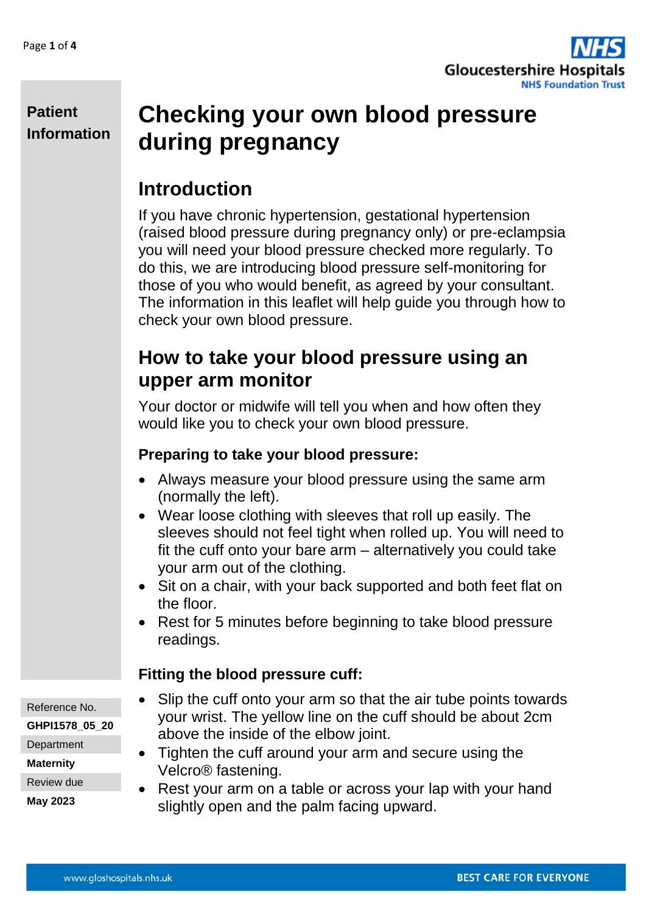**Patient Information**

# Checking your own blood pressure during pregnancy

## Introduction

If you have chronic hypertension, gestational hypertension (raised blood pressure during pregnancy only) or pre-eclampsia you will need your blood pressure checked more regularly. To do this, we are introducing blood pressure self-monitoring for those of you who would benefit, as agreed by your consultant. The information in this leaflet will help guide you through how to check your own blood pressure.

## How to take your blood pressure using an upper arm monitor

Your doctor or midwife will tell you when and how often they would like you to check your own blood pressure.

### Preparing to take your blood pressure:

- Always measure your blood pressure using the same arm (normally the left).
- Wear loose clothing with sleeves that roll up easily. The sleeves should not feel tight when rolled up. You will need to fit the cuff onto your bare arm – alternatively you could take your arm out of the clothing.
- Sit on a chair, with your back supported and both feet flat on the floor.
- Rest for 5 minutes before beginning to take blood pressure readings.

### Fitting the blood pressure cuff:

- Slip the cuff onto your arm so that the air tube points towards your wrist. The yellow line on the cuff should be about 2cm above the inside of the elbow joint.
- Tighten the cuff around your arm and secure using the Velcro® fastening.
- Rest your arm on a table or across your lap with your hand slightly open and the palm facing upward.

Reference No.
**GHPI1578_05_20**
Department
**Maternity**
Review due
**May 2023**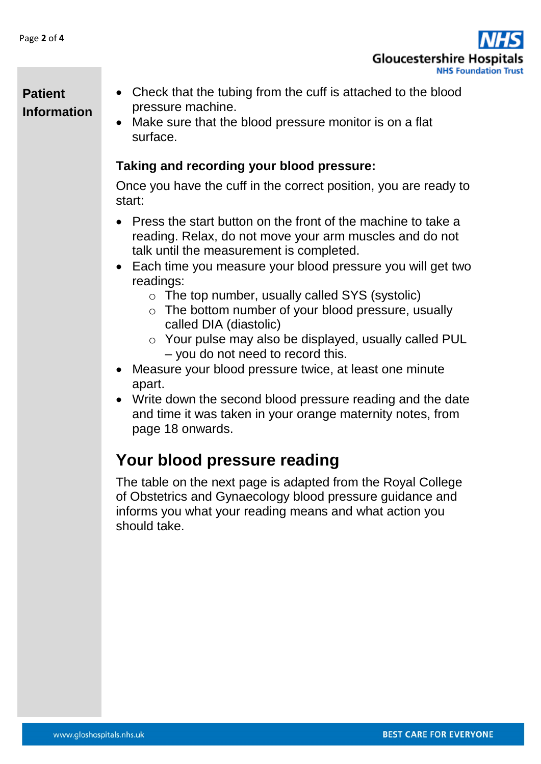- Check that the tubing from the cuff is attached to the blood pressure machine.
- Make sure that the blood pressure monitor is on a flat surface.

### Taking and recording your blood pressure:

Once you have the cuff in the correct position, you are ready to start:

- Press the start button on the front of the machine to take a reading. Relax, do not move your arm muscles and do not talk until the measurement is completed.
- Each time you measure your blood pressure you will get two readings:
    - The top number, usually called SYS (systolic)
    - The bottom number of your blood pressure, usually called DIA (diastolic)
    - Your pulse may also be displayed, usually called PUL – you do not need to record this.
- Measure your blood pressure twice, at least one minute apart.
- Write down the second blood pressure reading and the date and time it was taken in your orange maternity notes, from page 18 onwards.

## Your blood pressure reading

The table on the next page is adapted from the Royal College of Obstetrics and Gynaecology blood pressure guidance and informs you what your reading means and what action you should take.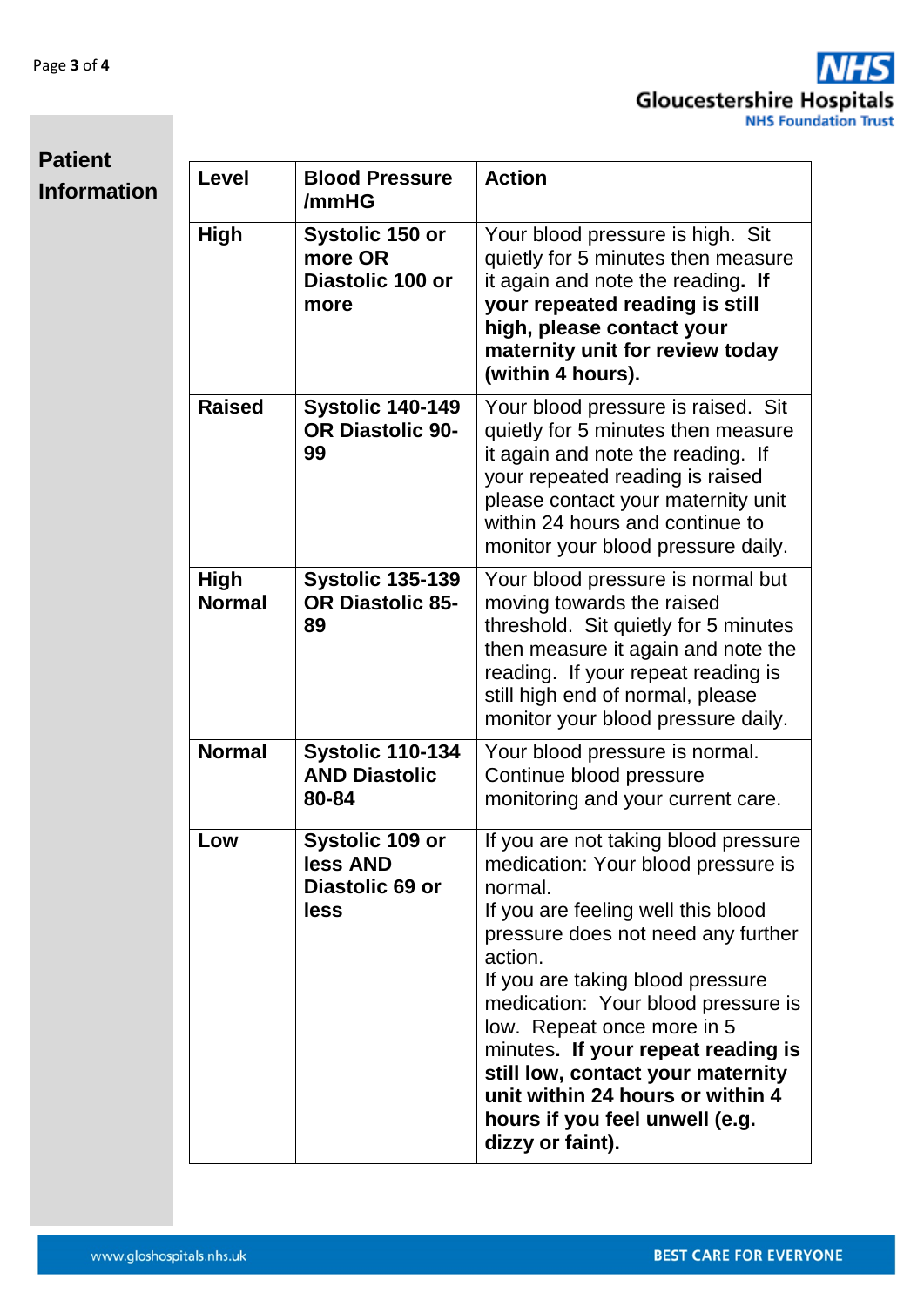| Level | Blood Pressure /mmHG | Action |
|---|---|---|
| **High** | **Systolic 150 or more OR Diastolic 100 or more** | Your blood pressure is high. Sit quietly for 5 minutes then measure it again and note the reading**. If your repeated reading is still high, please contact your maternity unit for review today (within 4 hours).** |
| **Raised** | **Systolic 140-149 OR Diastolic 90-99** | Your blood pressure is raised. Sit quietly for 5 minutes then measure it again and note the reading. If your repeated reading is raised please contact your maternity unit within 24 hours and continue to monitor your blood pressure daily. |
| **High Normal** | **Systolic 135-139 OR Diastolic 85-89** | Your blood pressure is normal but moving towards the raised threshold. Sit quietly for 5 minutes then measure it again and note the reading. If your repeat reading is still high end of normal, please monitor your blood pressure daily. |
| **Normal** | **Systolic 110-134 AND Diastolic 80-84** | Your blood pressure is normal. Continue blood pressure monitoring and your current care. |
| **Low** | **Systolic 109 or less AND Diastolic 69 or less** | If you are not taking blood pressure medication: Your blood pressure is normal.<br>If you are feeling well this blood pressure does not need any further action.<br>If you are taking blood pressure medication: Your blood pressure is low. Repeat once more in 5 minutes**. If your repeat reading is still low, contact your maternity unit within 24 hours or within 4 hours if you feel unwell (e.g. dizzy or faint).** |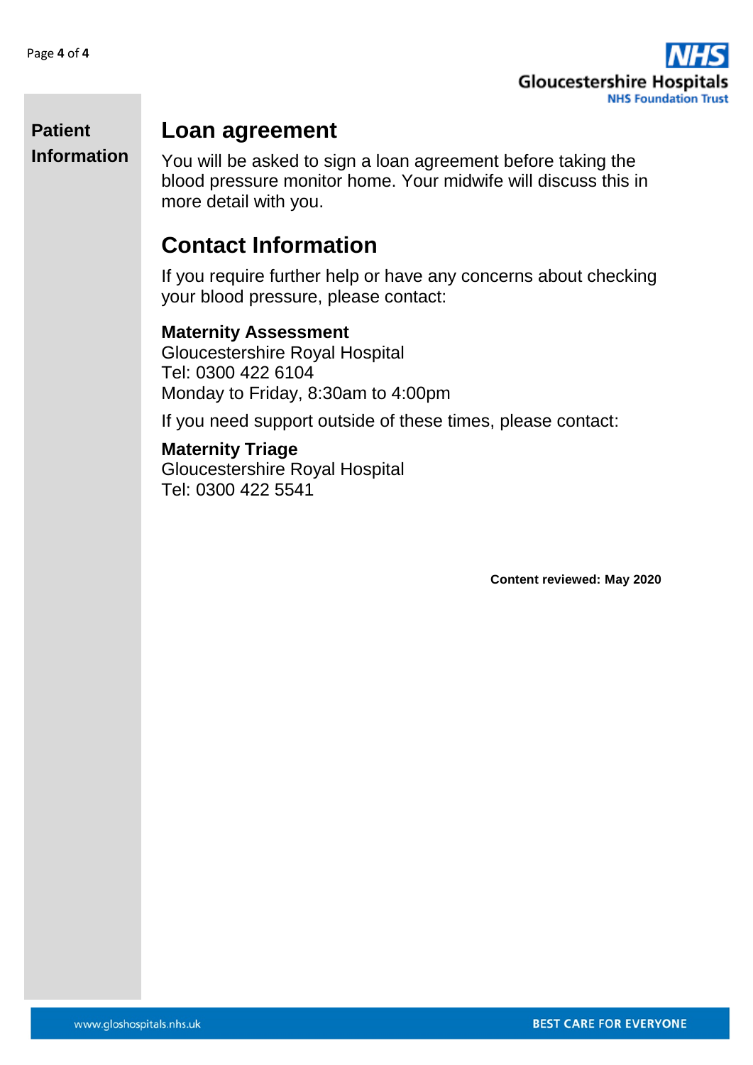## Loan agreement

You will be asked to sign a loan agreement before taking the blood pressure monitor home. Your midwife will discuss this in more detail with you.

## Contact Information

If you require further help or have any concerns about checking your blood pressure, please contact:

**Maternity Assessment**
Gloucestershire Royal Hospital
Tel: 0300 422 6104
Monday to Friday, 8:30am to 4:00pm

If you need support outside of these times, please contact:

**Maternity Triage**
Gloucestershire Royal Hospital
Tel: 0300 422 5541

**Content reviewed: May 2020**